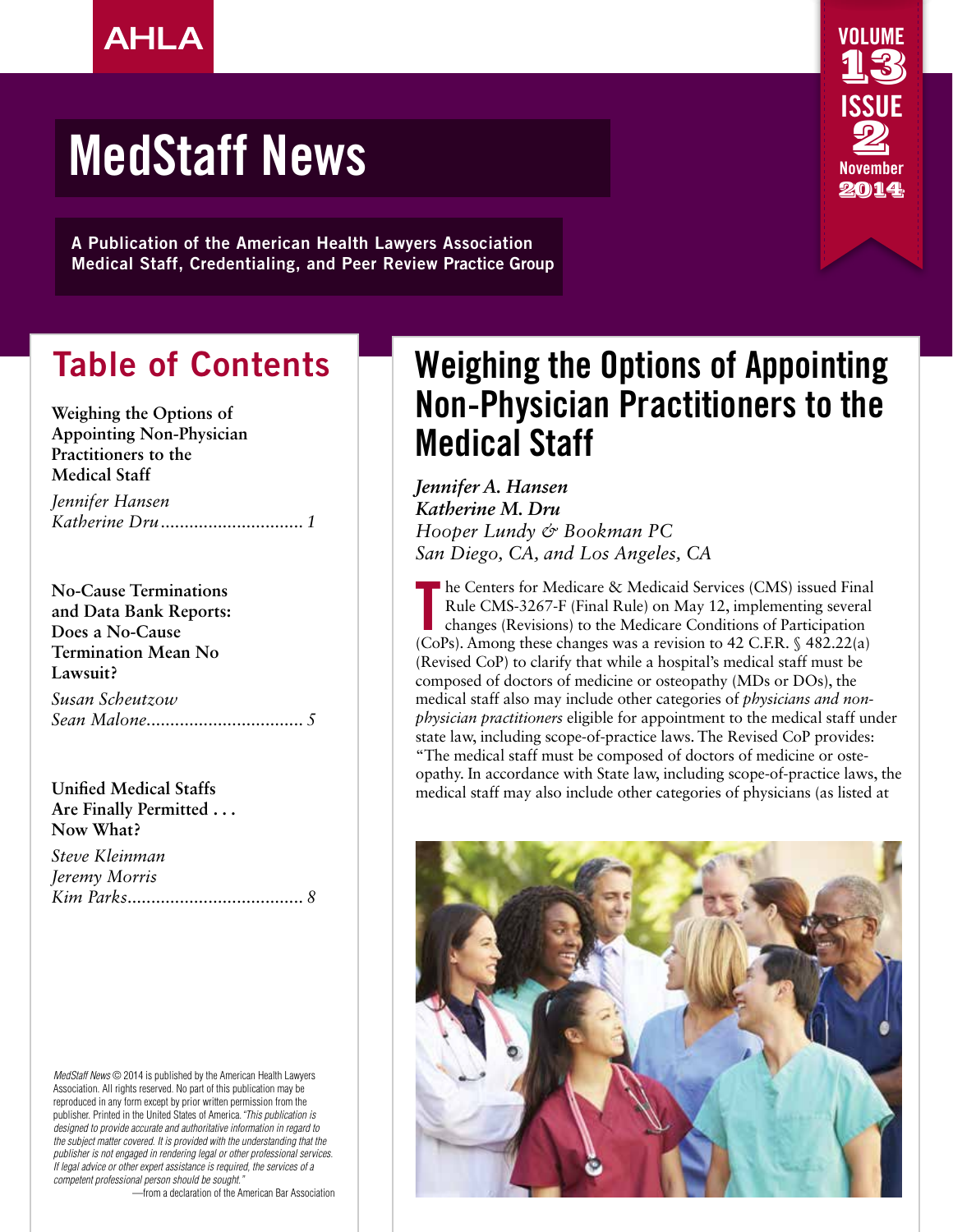AHLA

# MedStaff News

**A Publication of the American Health Lawyers Association Medical Staff, Credentialing, and Peer Review Practice Group**

## Table of Contents

**Weighing the Options of Appointing Non-Physician Practitioners to the Medical Staff**
*Jennifer Hansen*
*Katherine Dru* .............................. 1

**No-Cause Terminations and Data Bank Reports: Does a No-Cause Termination Mean No Lawsuit?**
*Susan Scheutzow*
*Sean Malone* ................................. 5

**Unified Medical Staffs Are Finally Permitted . . . Now What?**
*Steve Kleinman*
*Jeremy Morris*
*Kim Parks* ..................................... 8

*MedStaff News* © 2014 is published by the American Health Lawyers Association. All rights reserved. No part of this publication may be reproduced in any form except by prior written permission from the publisher. Printed in the United States of America. *"This publication is designed to provide accurate and authoritative information in regard to the subject matter covered. It is provided with the understanding that the publisher is not engaged in rendering legal or other professional services. If legal advice or other expert assistance is required, the services of a competent professional person should be sought."*
—from a declaration of the American Bar Association

# Weighing the Options of Appointing Non-Physician Practitioners to the Medical Staff

***Jennifer A. Hansen***
***Katherine M. Dru***
*Hooper Lundy & Bookman PC*
*San Diego, CA, and Los Angeles, CA*

The Centers for Medicare & Medicaid Services (CMS) issued Final Rule CMS-3267-F (Final Rule) on May 12, implementing several changes (Revisions) to the Medicare Conditions of Participation (CoPs). Among these changes was a revision to 42 C.F.R. § 482.22(a) (Revised CoP) to clarify that while a hospital's medical staff must be composed of doctors of medicine or osteopathy (MDs or DOs), the medical staff also may include other categories of *physicians and non-physician practitioners* eligible for appointment to the medical staff under state law, including scope-of-practice laws. The Revised CoP provides: "The medical staff must be composed of doctors of medicine or osteopathy. In accordance with State law, including scope-of-practice laws, the medical staff may also include other categories of physicians (as listed at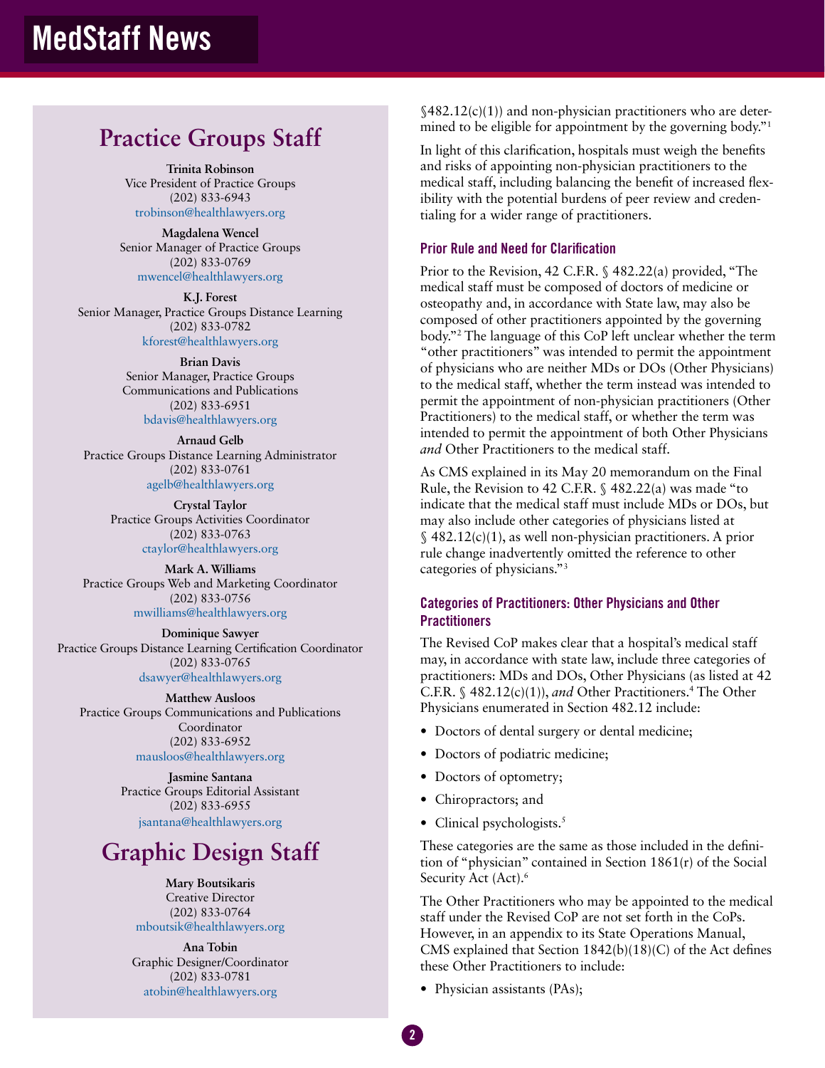## Practice Groups Staff

**Trinita Robinson**
Vice President of Practice Groups
(202) 833-6943
trobinson@healthlawyers.org

**Magdalena Wencel**
Senior Manager of Practice Groups
(202) 833-0769
mwencel@healthlawyers.org

**K.J. Forest**
Senior Manager, Practice Groups Distance Learning
(202) 833-0782
kforest@healthlawyers.org

**Brian Davis**
Senior Manager, Practice Groups Communications and Publications
(202) 833-6951
bdavis@healthlawyers.org

**Arnaud Gelb**
Practice Groups Distance Learning Administrator
(202) 833-0761
agelb@healthlawyers.org

**Crystal Taylor**
Practice Groups Activities Coordinator
(202) 833-0763
ctaylor@healthlawyers.org

**Mark A. Williams**
Practice Groups Web and Marketing Coordinator
(202) 833-0756
mwilliams@healthlawyers.org

**Dominique Sawyer**
Practice Groups Distance Learning Certification Coordinator
(202) 833-0765
dsawyer@healthlawyers.org

**Matthew Ausloos**
Practice Groups Communications and Publications Coordinator
(202) 833-6952
mausloos@healthlawyers.org

**Jasmine Santana**
Practice Groups Editorial Assistant
(202) 833-6955
jsantana@healthlawyers.org

## Graphic Design Staff

**Mary Boutsikaris**
Creative Director
(202) 833-0764
mboutsik@healthlawyers.org

**Ana Tobin**
Graphic Designer/Coordinator
(202) 833-0781
atobin@healthlawyers.org

§482.12(c)(1)) and non-physician practitioners who are determined to be eligible for appointment by the governing body."[1]

In light of this clarification, hospitals must weigh the benefits and risks of appointing non-physician practitioners to the medical staff, including balancing the benefit of increased flexibility with the potential burdens of peer review and credentialing for a wider range of practitioners.

### Prior Rule and Need for Clarification

Prior to the Revision, 42 C.F.R. § 482.22(a) provided, "The medical staff must be composed of doctors of medicine or osteopathy and, in accordance with State law, may also be composed of other practitioners appointed by the governing body."[2] The language of this CoP left unclear whether the term "other practitioners" was intended to permit the appointment of physicians who are neither MDs or DOs (Other Physicians) to the medical staff, whether the term instead was intended to permit the appointment of non-physician practitioners (Other Practitioners) to the medical staff, or whether the term was intended to permit the appointment of both Other Physicians *and* Other Practitioners to the medical staff.

As CMS explained in its May 20 memorandum on the Final Rule, the Revision to 42 C.F.R. § 482.22(a) was made "to indicate that the medical staff must include MDs or DOs, but may also include other categories of physicians listed at § 482.12(c)(1), as well non-physician practitioners. A prior rule change inadvertently omitted the reference to other categories of physicians."[3]

### Categories of Practitioners: Other Physicians and Other Practitioners

The Revised CoP makes clear that a hospital's medical staff may, in accordance with state law, include three categories of practitioners: MDs and DOs, Other Physicians (as listed at 42 C.F.R. § 482.12(c)(1)), *and* Other Practitioners.[4] The Other Physicians enumerated in Section 482.12 include:

- Doctors of dental surgery or dental medicine;
- Doctors of podiatric medicine;
- Doctors of optometry;
- Chiropractors; and
- Clinical psychologists.[5]

These categories are the same as those included in the definition of "physician" contained in Section 1861(r) of the Social Security Act (Act).[6]

The Other Practitioners who may be appointed to the medical staff under the Revised CoP are not set forth in the CoPs. However, in an appendix to its State Operations Manual, CMS explained that Section 1842(b)(18)(C) of the Act defines these Other Practitioners to include:

- Physician assistants (PAs);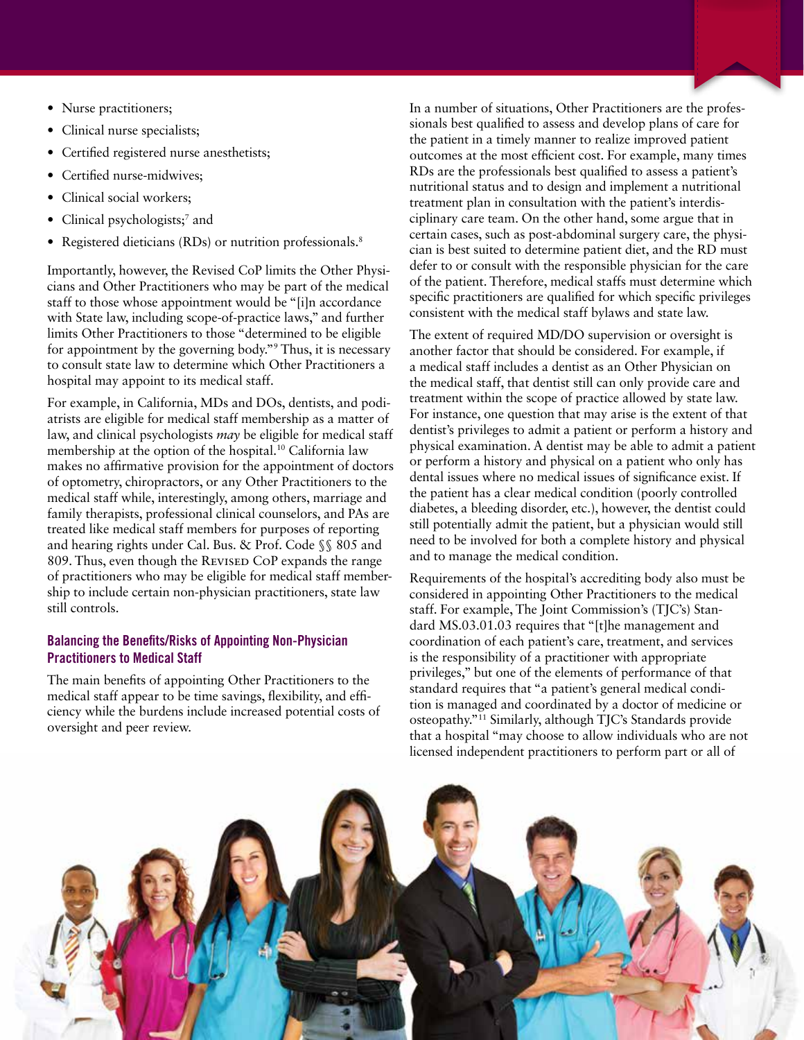- Nurse practitioners;
- Clinical nurse specialists;
- Certified registered nurse anesthetists;
- Certified nurse-midwives;
- Clinical social workers;
- Clinical psychologists;[7] and
- Registered dieticians (RDs) or nutrition professionals.[8]

Importantly, however, the Revised CoP limits the Other Physicians and Other Practitioners who may be part of the medical staff to those whose appointment would be "[i]n accordance with State law, including scope-of-practice laws," and further limits Other Practitioners to those "determined to be eligible for appointment by the governing body."[9] Thus, it is necessary to consult state law to determine which Other Practitioners a hospital may appoint to its medical staff.

For example, in California, MDs and DOs, dentists, and podiatrists are eligible for medical staff membership as a matter of law, and clinical psychologists *may* be eligible for medical staff membership at the option of the hospital.[10] California law makes no affirmative provision for the appointment of doctors of optometry, chiropractors, or any Other Practitioners to the medical staff while, interestingly, among others, marriage and family therapists, professional clinical counselors, and PAs are treated like medical staff members for purposes of reporting and hearing rights under Cal. Bus. & Prof. Code §§ 805 and 809. Thus, even though the Revised CoP expands the range of practitioners who may be eligible for medical staff membership to include certain non-physician practitioners, state law still controls.

### Balancing the Benefits/Risks of Appointing Non-Physician Practitioners to Medical Staff

The main benefits of appointing Other Practitioners to the medical staff appear to be time savings, flexibility, and efficiency while the burdens include increased potential costs of oversight and peer review.

In a number of situations, Other Practitioners are the professionals best qualified to assess and develop plans of care for the patient in a timely manner to realize improved patient outcomes at the most efficient cost. For example, many times RDs are the professionals best qualified to assess a patient's nutritional status and to design and implement a nutritional treatment plan in consultation with the patient's interdisciplinary care team. On the other hand, some argue that in certain cases, such as post-abdominal surgery care, the physician is best suited to determine patient diet, and the RD must defer to or consult with the responsible physician for the care of the patient. Therefore, medical staffs must determine which specific practitioners are qualified for which specific privileges consistent with the medical staff bylaws and state law.

The extent of required MD/DO supervision or oversight is another factor that should be considered. For example, if a medical staff includes a dentist as an Other Physician on the medical staff, that dentist still can only provide care and treatment within the scope of practice allowed by state law. For instance, one question that may arise is the extent of that dentist's privileges to admit a patient or perform a history and physical examination. A dentist may be able to admit a patient or perform a history and physical on a patient who only has dental issues where no medical issues of significance exist. If the patient has a clear medical condition (poorly controlled diabetes, a bleeding disorder, etc.), however, the dentist could still potentially admit the patient, but a physician would still need to be involved for both a complete history and physical and to manage the medical condition.

Requirements of the hospital's accrediting body also must be considered in appointing Other Practitioners to the medical staff. For example, The Joint Commission's (TJC's) Standard MS.03.01.03 requires that "[t]he management and coordination of each patient's care, treatment, and services is the responsibility of a practitioner with appropriate privileges," but one of the elements of performance of that standard requires that "a patient's general medical condition is managed and coordinated by a doctor of medicine or osteopathy."[11] Similarly, although TJC's Standards provide that a hospital "may choose to allow individuals who are not licensed independent practitioners to perform part or all of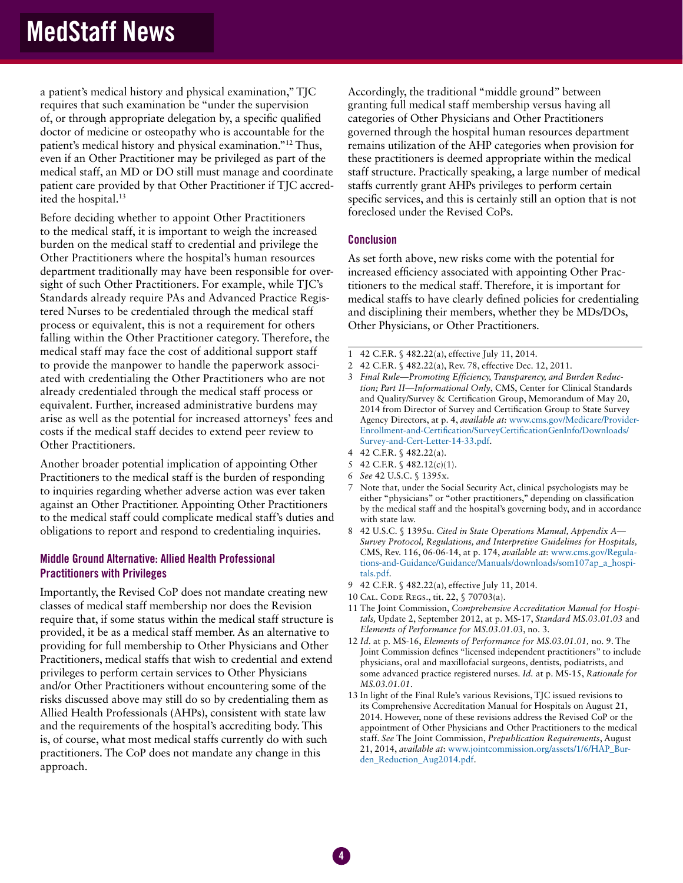a patient's medical history and physical examination," TJC requires that such examination be "under the supervision of, or through appropriate delegation by, a specific qualified doctor of medicine or osteopathy who is accountable for the patient's medical history and physical examination."[12] Thus, even if an Other Practitioner may be privileged as part of the medical staff, an MD or DO still must manage and coordinate patient care provided by that Other Practitioner if TJC accredited the hospital.[13]

Before deciding whether to appoint Other Practitioners to the medical staff, it is important to weigh the increased burden on the medical staff to credential and privilege the Other Practitioners where the hospital's human resources department traditionally may have been responsible for oversight of such Other Practitioners. For example, while TJC's Standards already require PAs and Advanced Practice Registered Nurses to be credentialed through the medical staff process or equivalent, this is not a requirement for others falling within the Other Practitioner category. Therefore, the medical staff may face the cost of additional support staff to provide the manpower to handle the paperwork associated with credentialing the Other Practitioners who are not already credentialed through the medical staff process or equivalent. Further, increased administrative burdens may arise as well as the potential for increased attorneys' fees and costs if the medical staff decides to extend peer review to Other Practitioners.

Another broader potential implication of appointing Other Practitioners to the medical staff is the burden of responding to inquiries regarding whether adverse action was ever taken against an Other Practitioner. Appointing Other Practitioners to the medical staff could complicate medical staff's duties and obligations to report and respond to credentialing inquiries.

### Middle Ground Alternative: Allied Health Professional Practitioners with Privileges

Importantly, the Revised CoP does not mandate creating new classes of medical staff membership nor does the Revision require that, if some status within the medical staff structure is provided, it be as a medical staff member. As an alternative to providing for full membership to Other Physicians and Other Practitioners, medical staffs that wish to credential and extend privileges to perform certain services to Other Physicians and/or Other Practitioners without encountering some of the risks discussed above may still do so by credentialing them as Allied Health Professionals (AHPs), consistent with state law and the requirements of the hospital's accrediting body. This is, of course, what most medical staffs currently do with such practitioners. The CoP does not mandate any change in this approach.

Accordingly, the traditional "middle ground" between granting full medical staff membership versus having all categories of Other Physicians and Other Practitioners governed through the hospital human resources department remains utilization of the AHP categories when provision for these practitioners is deemed appropriate within the medical staff structure. Practically speaking, a large number of medical staffs currently grant AHPs privileges to perform certain specific services, and this is certainly still an option that is not foreclosed under the Revised CoPs.

### Conclusion

As set forth above, new risks come with the potential for increased efficiency associated with appointing Other Practitioners to the medical staff. Therefore, it is important for medical staffs to have clearly defined policies for credentialing and disciplining their members, whether they be MDs/DOs, Other Physicians, or Other Practitioners.

---

1 42 C.F.R. § 482.22(a), effective July 11, 2014.

2 42 C.F.R. § 482.22(a), Rev. 78, effective Dec. 12, 2011.

3 *Final Rule—Promoting Efficiency, Transparency, and Burden Reduction; Part II—Informational Only*, CMS, Center for Clinical Standards and Quality/Survey & Certification Group, Memorandum of May 20, 2014 from Director of Survey and Certification Group to State Survey Agency Directors, at p. 4, *available at:* www.cms.gov/Medicare/Provider-Enrollment-and-Certification/SurveyCertificationGenInfo/Downloads/Survey-and-Cert-Letter-14-33.pdf.

4 42 C.F.R. § 482.22(a).

5 42 C.F.R. § 482.12(c)(1).

6 *See* 42 U.S.C. § 1395x.

7 Note that, under the Social Security Act, clinical psychologists may be either "physicians" or "other practitioners," depending on classification by the medical staff and the hospital's governing body, and in accordance with state law.

8 42 U.S.C. § 1395u. *Cited in State Operations Manual, Appendix A—Survey Protocol, Regulations, and Interpretive Guidelines for Hospitals,* CMS, Rev. 116, 06-06-14, at p. 174, *available at*: www.cms.gov/Regulations-and-Guidance/Guidance/Manuals/downloads/som107ap_a_hospitals.pdf.

9 42 C.F.R. § 482.22(a), effective July 11, 2014.

10 Cal. Code Regs., tit. 22, § 70703(a).

11 The Joint Commission, *Comprehensive Accreditation Manual for Hospitals,* Update 2, September 2012, at p. MS-17, *Standard MS.03.01.03* and *Elements of Performance for MS.03.01.03*, no. 3.

12 *Id.* at p. MS-16, *Elements of Performance for MS.03.01.01,* no. 9. The Joint Commission defines "licensed independent practitioners" to include physicians, oral and maxillofacial surgeons, dentists, podiatrists, and some advanced practice registered nurses. *Id.* at p. MS-15, *Rationale for MS.03.01.01*.

13 In light of the Final Rule's various Revisions, TJC issued revisions to its Comprehensive Accreditation Manual for Hospitals on August 21, 2014. However, none of these revisions address the Revised CoP or the appointment of Other Physicians and Other Practitioners to the medical staff. *See* The Joint Commission, *Prepublication Requirements*, August 21, 2014, *available at*: www.jointcommission.org/assets/1/6/HAP_Burden_Reduction_Aug2014.pdf.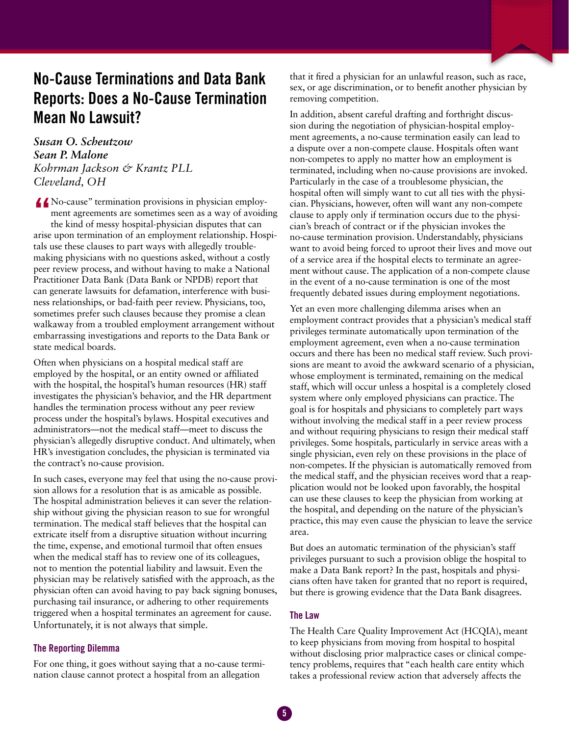# No-Cause Terminations and Data Bank Reports: Does a No-Cause Termination Mean No Lawsuit?

*Susan O. Scheutzow*
*Sean P. Malone*
*Kohrman Jackson & Krantz PLL*
*Cleveland, OH*

"No-cause" termination provisions in physician employment agreements are sometimes seen as a way of avoiding the kind of messy hospital-physician disputes that can arise upon termination of an employment relationship. Hospitals use these clauses to part ways with allegedly troublemaking physicians with no questions asked, without a costly peer review process, and without having to make a National Practitioner Data Bank (Data Bank or NPDB) report that can generate lawsuits for defamation, interference with business relationships, or bad-faith peer review. Physicians, too, sometimes prefer such clauses because they promise a clean walkaway from a troubled employment arrangement without embarrassing investigations and reports to the Data Bank or state medical boards.

Often when physicians on a hospital medical staff are employed by the hospital, or an entity owned or affiliated with the hospital, the hospital's human resources (HR) staff investigates the physician's behavior, and the HR department handles the termination process without any peer review process under the hospital's bylaws. Hospital executives and administrators—not the medical staff—meet to discuss the physician's allegedly disruptive conduct. And ultimately, when HR's investigation concludes, the physician is terminated via the contract's no-cause provision.

In such cases, everyone may feel that using the no-cause provision allows for a resolution that is as amicable as possible. The hospital administration believes it can sever the relationship without giving the physician reason to sue for wrongful termination. The medical staff believes that the hospital can extricate itself from a disruptive situation without incurring the time, expense, and emotional turmoil that often ensues when the medical staff has to review one of its colleagues, not to mention the potential liability and lawsuit. Even the physician may be relatively satisfied with the approach, as the physician often can avoid having to pay back signing bonuses, purchasing tail insurance, or adhering to other requirements triggered when a hospital terminates an agreement for cause. Unfortunately, it is not always that simple.

## The Reporting Dilemma

For one thing, it goes without saying that a no-cause termination clause cannot protect a hospital from an allegation that it fired a physician for an unlawful reason, such as race, sex, or age discrimination, or to benefit another physician by removing competition.

In addition, absent careful drafting and forthright discussion during the negotiation of physician-hospital employment agreements, a no-cause termination easily can lead to a dispute over a non-compete clause. Hospitals often want non-competes to apply no matter how an employment is terminated, including when no-cause provisions are invoked. Particularly in the case of a troublesome physician, the hospital often will simply want to cut all ties with the physician. Physicians, however, often will want any non-compete clause to apply only if termination occurs due to the physician's breach of contract or if the physician invokes the no-cause termination provision. Understandably, physicians want to avoid being forced to uproot their lives and move out of a service area if the hospital elects to terminate an agreement without cause. The application of a non-compete clause in the event of a no-cause termination is one of the most frequently debated issues during employment negotiations.

Yet an even more challenging dilemma arises when an employment contract provides that a physician's medical staff privileges terminate automatically upon termination of the employment agreement, even when a no-cause termination occurs and there has been no medical staff review. Such provisions are meant to avoid the awkward scenario of a physician, whose employment is terminated, remaining on the medical staff, which will occur unless a hospital is a completely closed system where only employed physicians can practice. The goal is for hospitals and physicians to completely part ways without involving the medical staff in a peer review process and without requiring physicians to resign their medical staff privileges. Some hospitals, particularly in service areas with a single physician, even rely on these provisions in the place of non-competes. If the physician is automatically removed from the medical staff, and the physician receives word that a reapplication would not be looked upon favorably, the hospital can use these clauses to keep the physician from working at the hospital, and depending on the nature of the physician's practice, this may even cause the physician to leave the service area.

But does an automatic termination of the physician's staff privileges pursuant to such a provision oblige the hospital to make a Data Bank report? In the past, hospitals and physicians often have taken for granted that no report is required, but there is growing evidence that the Data Bank disagrees.

## The Law

The Health Care Quality Improvement Act (HCQIA), meant to keep physicians from moving from hospital to hospital without disclosing prior malpractice cases or clinical competency problems, requires that "each health care entity which takes a professional review action that adversely affects the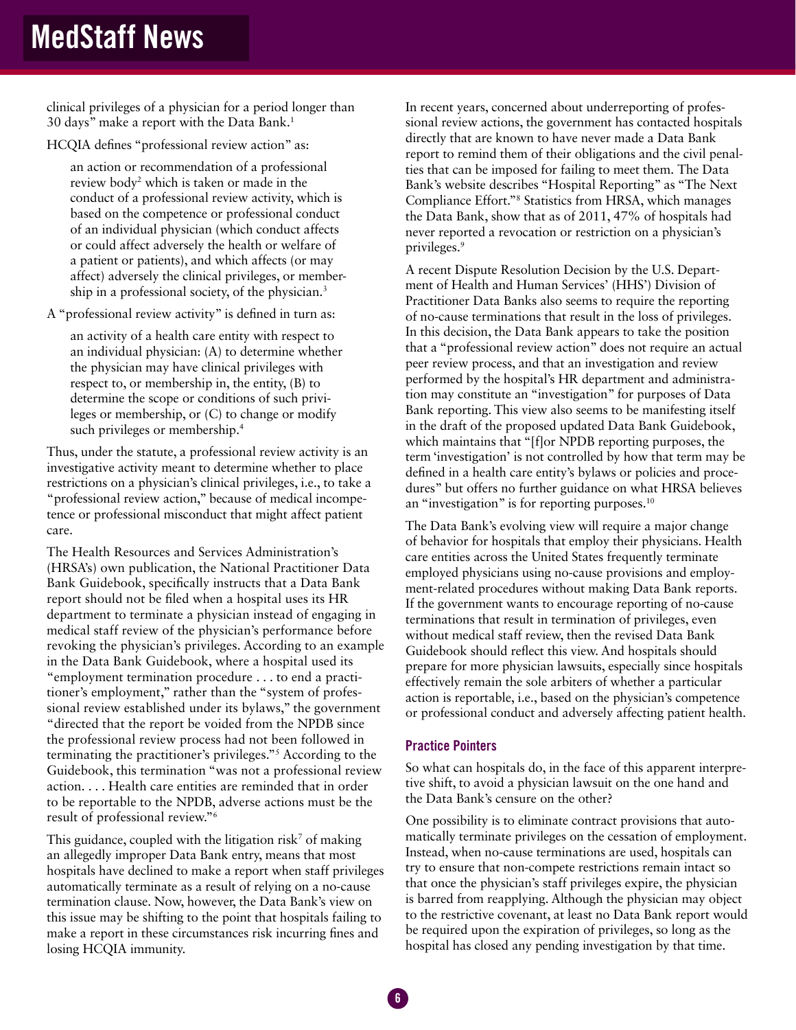clinical privileges of a physician for a period longer than 30 days" make a report with the Data Bank.[1]

HCQIA defines "professional review action" as:

> an action or recommendation of a professional review body[2] which is taken or made in the conduct of a professional review activity, which is based on the competence or professional conduct of an individual physician (which conduct affects or could affect adversely the health or welfare of a patient or patients), and which affects (or may affect) adversely the clinical privileges, or membership in a professional society, of the physician.[3]

A "professional review activity" is defined in turn as:

> an activity of a health care entity with respect to an individual physician: (A) to determine whether the physician may have clinical privileges with respect to, or membership in, the entity, (B) to determine the scope or conditions of such privileges or membership, or (C) to change or modify such privileges or membership.[4]

Thus, under the statute, a professional review activity is an investigative activity meant to determine whether to place restrictions on a physician's clinical privileges, i.e., to take a "professional review action," because of medical incompetence or professional misconduct that might affect patient care.

The Health Resources and Services Administration's (HRSA's) own publication, the National Practitioner Data Bank Guidebook, specifically instructs that a Data Bank report should not be filed when a hospital uses its HR department to terminate a physician instead of engaging in medical staff review of the physician's performance before revoking the physician's privileges. According to an example in the Data Bank Guidebook, where a hospital used its "employment termination procedure . . . to end a practitioner's employment," rather than the "system of professional review established under its bylaws," the government "directed that the report be voided from the NPDB since the professional review process had not been followed in terminating the practitioner's privileges."[5] According to the Guidebook, this termination "was not a professional review action. . . . Health care entities are reminded that in order to be reportable to the NPDB, adverse actions must be the result of professional review."[6]

This guidance, coupled with the litigation risk[7] of making an allegedly improper Data Bank entry, means that most hospitals have declined to make a report when staff privileges automatically terminate as a result of relying on a no-cause termination clause. Now, however, the Data Bank's view on this issue may be shifting to the point that hospitals failing to make a report in these circumstances risk incurring fines and losing HCQIA immunity.

In recent years, concerned about underreporting of professional review actions, the government has contacted hospitals directly that are known to have never made a Data Bank report to remind them of their obligations and the civil penalties that can be imposed for failing to meet them. The Data Bank's website describes "Hospital Reporting" as "The Next Compliance Effort."[8] Statistics from HRSA, which manages the Data Bank, show that as of 2011, 47% of hospitals had never reported a revocation or restriction on a physician's privileges.[9]

A recent Dispute Resolution Decision by the U.S. Department of Health and Human Services' (HHS') Division of Practitioner Data Banks also seems to require the reporting of no-cause terminations that result in the loss of privileges. In this decision, the Data Bank appears to take the position that a "professional review action" does not require an actual peer review process, and that an investigation and review performed by the hospital's HR department and administration may constitute an "investigation" for purposes of Data Bank reporting. This view also seems to be manifesting itself in the draft of the proposed updated Data Bank Guidebook, which maintains that "[f]or NPDB reporting purposes, the term 'investigation' is not controlled by how that term may be defined in a health care entity's bylaws or policies and procedures" but offers no further guidance on what HRSA believes an "investigation" is for reporting purposes.[10]

The Data Bank's evolving view will require a major change of behavior for hospitals that employ their physicians. Health care entities across the United States frequently terminate employed physicians using no-cause provisions and employment-related procedures without making Data Bank reports. If the government wants to encourage reporting of no-cause terminations that result in termination of privileges, even without medical staff review, then the revised Data Bank Guidebook should reflect this view. And hospitals should prepare for more physician lawsuits, especially since hospitals effectively remain the sole arbiters of whether a particular action is reportable, i.e., based on the physician's competence or professional conduct and adversely affecting patient health.

### Practice Pointers

So what can hospitals do, in the face of this apparent interpretive shift, to avoid a physician lawsuit on the one hand and the Data Bank's censure on the other?

One possibility is to eliminate contract provisions that automatically terminate privileges on the cessation of employment. Instead, when no-cause terminations are used, hospitals can try to ensure that non-compete restrictions remain intact so that once the physician's staff privileges expire, the physician is barred from reapplying. Although the physician may object to the restrictive covenant, at least no Data Bank report would be required upon the expiration of privileges, so long as the hospital has closed any pending investigation by that time.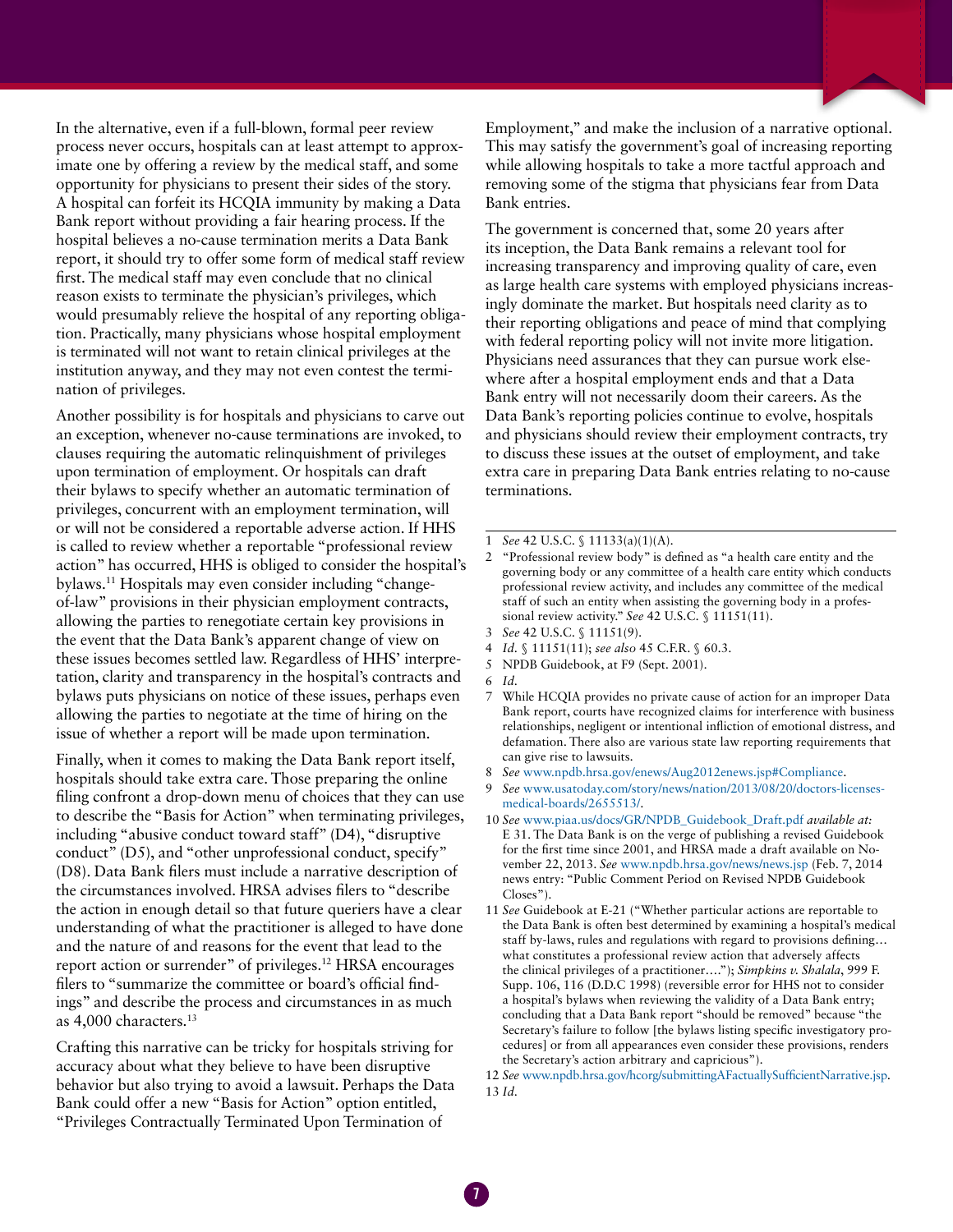In the alternative, even if a full-blown, formal peer review process never occurs, hospitals can at least attempt to approximate one by offering a review by the medical staff, and some opportunity for physicians to present their sides of the story. A hospital can forfeit its HCQIA immunity by making a Data Bank report without providing a fair hearing process. If the hospital believes a no-cause termination merits a Data Bank report, it should try to offer some form of medical staff review first. The medical staff may even conclude that no clinical reason exists to terminate the physician's privileges, which would presumably relieve the hospital of any reporting obligation. Practically, many physicians whose hospital employment is terminated will not want to retain clinical privileges at the institution anyway, and they may not even contest the termination of privileges.

Another possibility is for hospitals and physicians to carve out an exception, whenever no-cause terminations are invoked, to clauses requiring the automatic relinquishment of privileges upon termination of employment. Or hospitals can draft their bylaws to specify whether an automatic termination of privileges, concurrent with an employment termination, will or will not be considered a reportable adverse action. If HHS is called to review whether a reportable "professional review action" has occurred, HHS is obliged to consider the hospital's bylaws.[11] Hospitals may even consider including "change-of-law" provisions in their physician employment contracts, allowing the parties to renegotiate certain key provisions in the event that the Data Bank's apparent change of view on these issues becomes settled law. Regardless of HHS' interpretation, clarity and transparency in the hospital's contracts and bylaws puts physicians on notice of these issues, perhaps even allowing the parties to negotiate at the time of hiring on the issue of whether a report will be made upon termination.

Finally, when it comes to making the Data Bank report itself, hospitals should take extra care. Those preparing the online filing confront a drop-down menu of choices that they can use to describe the "Basis for Action" when terminating privileges, including "abusive conduct toward staff" (D4), "disruptive conduct" (D5), and "other unprofessional conduct, specify" (D8). Data Bank filers must include a narrative description of the circumstances involved. HRSA advises filers to "describe the action in enough detail so that future queriers have a clear understanding of what the practitioner is alleged to have done and the nature of and reasons for the event that lead to the report action or surrender" of privileges.[12] HRSA encourages filers to "summarize the committee or board's official findings" and describe the process and circumstances in as much as 4,000 characters.[13]

Crafting this narrative can be tricky for hospitals striving for accuracy about what they believe to have been disruptive behavior but also trying to avoid a lawsuit. Perhaps the Data Bank could offer a new "Basis for Action" option entitled, "Privileges Contractually Terminated Upon Termination of Employment," and make the inclusion of a narrative optional. This may satisfy the government's goal of increasing reporting while allowing hospitals to take a more tactful approach and removing some of the stigma that physicians fear from Data Bank entries.

The government is concerned that, some 20 years after its inception, the Data Bank remains a relevant tool for increasing transparency and improving quality of care, even as large health care systems with employed physicians increasingly dominate the market. But hospitals need clarity as to their reporting obligations and peace of mind that complying with federal reporting policy will not invite more litigation. Physicians need assurances that they can pursue work elsewhere after a hospital employment ends and that a Data Bank entry will not necessarily doom their careers. As the Data Bank's reporting policies continue to evolve, hospitals and physicians should review their employment contracts, try to discuss these issues at the outset of employment, and take extra care in preparing Data Bank entries relating to no-cause terminations.

---

1 *See* 42 U.S.C. § 11133(a)(1)(A).

2 "Professional review body" is defined as "a health care entity and the governing body or any committee of a health care entity which conducts professional review activity, and includes any committee of the medical staff of such an entity when assisting the governing body in a professional review activity." *See* 42 U.S.C. § 11151(11).

3 *See* 42 U.S.C. § 11151(9).

4 *Id.* § 11151(11); *see also* 45 C.F.R. § 60.3.

5 NPDB Guidebook, at F9 (Sept. 2001).

6 *Id.*

7 While HCQIA provides no private cause of action for an improper Data Bank report, courts have recognized claims for interference with business relationships, negligent or intentional infliction of emotional distress, and defamation. There also are various state law reporting requirements that can give rise to lawsuits.

8 *See* www.npdb.hrsa.gov/enews/Aug2012enews.jsp#Compliance.

9 *See* www.usatoday.com/story/news/nation/2013/08/20/doctors-licenses-medical-boards/2655513/.

10 *See* www.piaa.us/docs/GR/NPDB_Guidebook_Draft.pdf *available at:* E 31. The Data Bank is on the verge of publishing a revised Guidebook for the first time since 2001, and HRSA made a draft available on November 22, 2013. *See* www.npdb.hrsa.gov/news/news.jsp (Feb. 7, 2014 news entry: "Public Comment Period on Revised NPDB Guidebook Closes").

11 *See* Guidebook at E-21 ("Whether particular actions are reportable to the Data Bank is often best determined by examining a hospital's medical staff by-laws, rules and regulations with regard to provisions defining… what constitutes a professional review action that adversely affects the clinical privileges of a practitioner…."); *Simpkins v. Shalala*, 999 F. Supp. 106, 116 (D.D.C 1998) (reversible error for HHS not to consider a hospital's bylaws when reviewing the validity of a Data Bank entry; concluding that a Data Bank report "should be removed" because "the Secretary's failure to follow [the bylaws listing specific investigatory procedures] or from all appearances even consider these provisions, renders the Secretary's action arbitrary and capricious").

12 *See* www.npdb.hrsa.gov/hcorg/submittingAFactuallySufficientNarrative.jsp.

13 *Id.*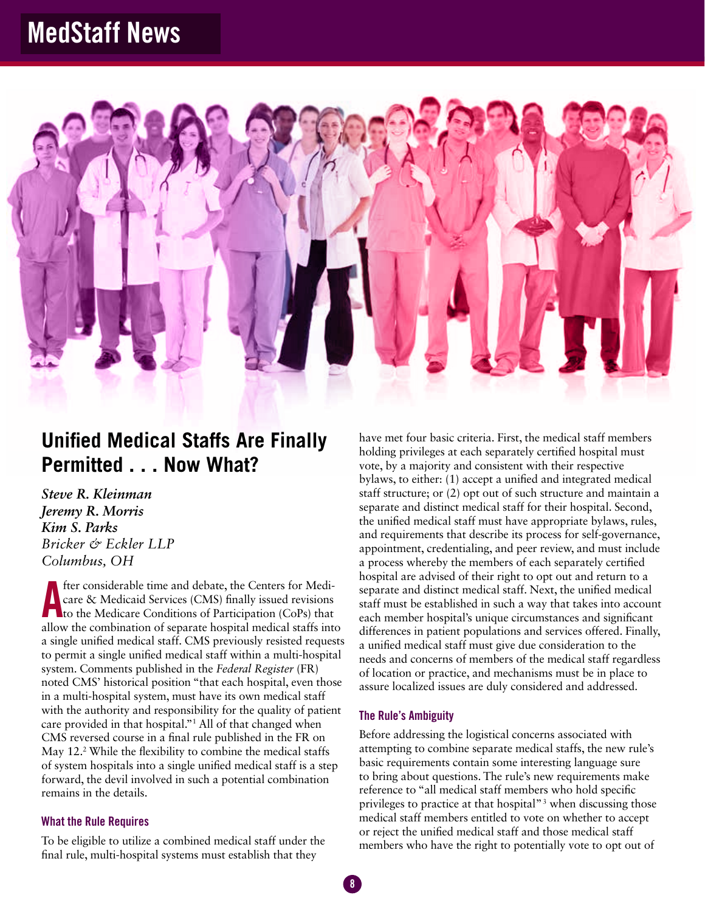## Unified Medical Staffs Are Finally Permitted . . . Now What?

*Steve R. Kleinman*
*Jeremy R. Morris*
*Kim S. Parks*
*Bricker & Eckler LLP*
*Columbus, OH*

After considerable time and debate, the Centers for Medicare & Medicaid Services (CMS) finally issued revisions to the Medicare Conditions of Participation (CoPs) that allow the combination of separate hospital medical staffs into a single unified medical staff. CMS previously resisted requests to permit a single unified medical staff within a multi-hospital system. Comments published in the *Federal Register* (FR) noted CMS' historical position "that each hospital, even those in a multi-hospital system, must have its own medical staff with the authority and responsibility for the quality of patient care provided in that hospital."[1] All of that changed when CMS reversed course in a final rule published in the FR on May 12.[2] While the flexibility to combine the medical staffs of system hospitals into a single unified medical staff is a step forward, the devil involved in such a potential combination remains in the details.

### What the Rule Requires

To be eligible to utilize a combined medical staff under the final rule, multi-hospital systems must establish that they have met four basic criteria. First, the medical staff members holding privileges at each separately certified hospital must vote, by a majority and consistent with their respective bylaws, to either: (1) accept a unified and integrated medical staff structure; or (2) opt out of such structure and maintain a separate and distinct medical staff for their hospital. Second, the unified medical staff must have appropriate bylaws, rules, and requirements that describe its process for self-governance, appointment, credentialing, and peer review, and must include a process whereby the members of each separately certified hospital are advised of their right to opt out and return to a separate and distinct medical staff. Next, the unified medical staff must be established in such a way that takes into account each member hospital's unique circumstances and significant differences in patient populations and services offered. Finally, a unified medical staff must give due consideration to the needs and concerns of members of the medical staff regardless of location or practice, and mechanisms must be in place to assure localized issues are duly considered and addressed.

### The Rule's Ambiguity

Before addressing the logistical concerns associated with attempting to combine separate medical staffs, the new rule's basic requirements contain some interesting language sure to bring about questions. The rule's new requirements make reference to "all medical staff members who hold specific privileges to practice at that hospital"[3] when discussing those medical staff members entitled to vote on whether to accept or reject the unified medical staff and those medical staff members who have the right to potentially vote to opt out of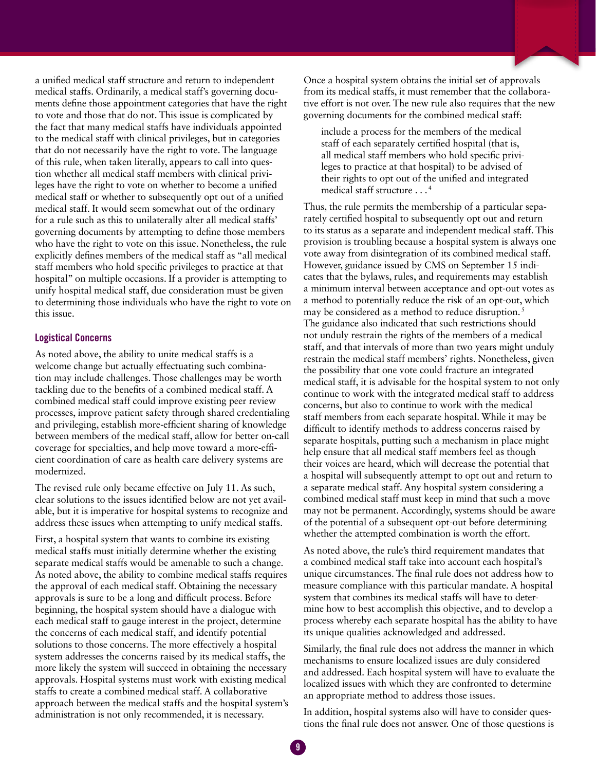a unified medical staff structure and return to independent medical staffs. Ordinarily, a medical staff's governing documents define those appointment categories that have the right to vote and those that do not. This issue is complicated by the fact that many medical staffs have individuals appointed to the medical staff with clinical privileges, but in categories that do not necessarily have the right to vote. The language of this rule, when taken literally, appears to call into question whether all medical staff members with clinical privileges have the right to vote on whether to become a unified medical staff or whether to subsequently opt out of a unified medical staff. It would seem somewhat out of the ordinary for a rule such as this to unilaterally alter all medical staffs' governing documents by attempting to define those members who have the right to vote on this issue. Nonetheless, the rule explicitly defines members of the medical staff as "all medical staff members who hold specific privileges to practice at that hospital" on multiple occasions. If a provider is attempting to unify hospital medical staff, due consideration must be given to determining those individuals who have the right to vote on this issue.

### Logistical Concerns

As noted above, the ability to unite medical staffs is a welcome change but actually effectuating such combination may include challenges. Those challenges may be worth tackling due to the benefits of a combined medical staff. A combined medical staff could improve existing peer review processes, improve patient safety through shared credentialing and privileging, establish more-efficient sharing of knowledge between members of the medical staff, allow for better on-call coverage for specialties, and help move toward a more-efficient coordination of care as health care delivery systems are modernized.

The revised rule only became effective on July 11. As such, clear solutions to the issues identified below are not yet available, but it is imperative for hospital systems to recognize and address these issues when attempting to unify medical staffs.

First, a hospital system that wants to combine its existing medical staffs must initially determine whether the existing separate medical staffs would be amenable to such a change. As noted above, the ability to combine medical staffs requires the approval of each medical staff. Obtaining the necessary approvals is sure to be a long and difficult process. Before beginning, the hospital system should have a dialogue with each medical staff to gauge interest in the project, determine the concerns of each medical staff, and identify potential solutions to those concerns. The more effectively a hospital system addresses the concerns raised by its medical staffs, the more likely the system will succeed in obtaining the necessary approvals. Hospital systems must work with existing medical staffs to create a combined medical staff. A collaborative approach between the medical staffs and the hospital system's administration is not only recommended, it is necessary.

Once a hospital system obtains the initial set of approvals from its medical staffs, it must remember that the collaborative effort is not over. The new rule also requires that the new governing documents for the combined medical staff:

> include a process for the members of the medical staff of each separately certified hospital (that is, all medical staff members who hold specific privileges to practice at that hospital) to be advised of their rights to opt out of the unified and integrated medical staff structure . . .[4]

Thus, the rule permits the membership of a particular separately certified hospital to subsequently opt out and return to its status as a separate and independent medical staff. This provision is troubling because a hospital system is always one vote away from disintegration of its combined medical staff. However, guidance issued by CMS on September 15 indicates that the bylaws, rules, and requirements may establish a minimum interval between acceptance and opt-out votes as a method to potentially reduce the risk of an opt-out, which may be considered as a method to reduce disruption.[5] The guidance also indicated that such restrictions should not unduly restrain the rights of the members of a medical staff, and that intervals of more than two years might unduly restrain the medical staff members' rights. Nonetheless, given the possibility that one vote could fracture an integrated medical staff, it is advisable for the hospital system to not only continue to work with the integrated medical staff to address concerns, but also to continue to work with the medical staff members from each separate hospital. While it may be difficult to identify methods to address concerns raised by separate hospitals, putting such a mechanism in place might help ensure that all medical staff members feel as though their voices are heard, which will decrease the potential that a hospital will subsequently attempt to opt out and return to a separate medical staff. Any hospital system considering a combined medical staff must keep in mind that such a move may not be permanent. Accordingly, systems should be aware of the potential of a subsequent opt-out before determining whether the attempted combination is worth the effort.

As noted above, the rule's third requirement mandates that a combined medical staff take into account each hospital's unique circumstances. The final rule does not address how to measure compliance with this particular mandate. A hospital system that combines its medical staffs will have to determine how to best accomplish this objective, and to develop a process whereby each separate hospital has the ability to have its unique qualities acknowledged and addressed.

Similarly, the final rule does not address the manner in which mechanisms to ensure localized issues are duly considered and addressed. Each hospital system will have to evaluate the localized issues with which they are confronted to determine an appropriate method to address those issues.

In addition, hospital systems also will have to consider questions the final rule does not answer. One of those questions is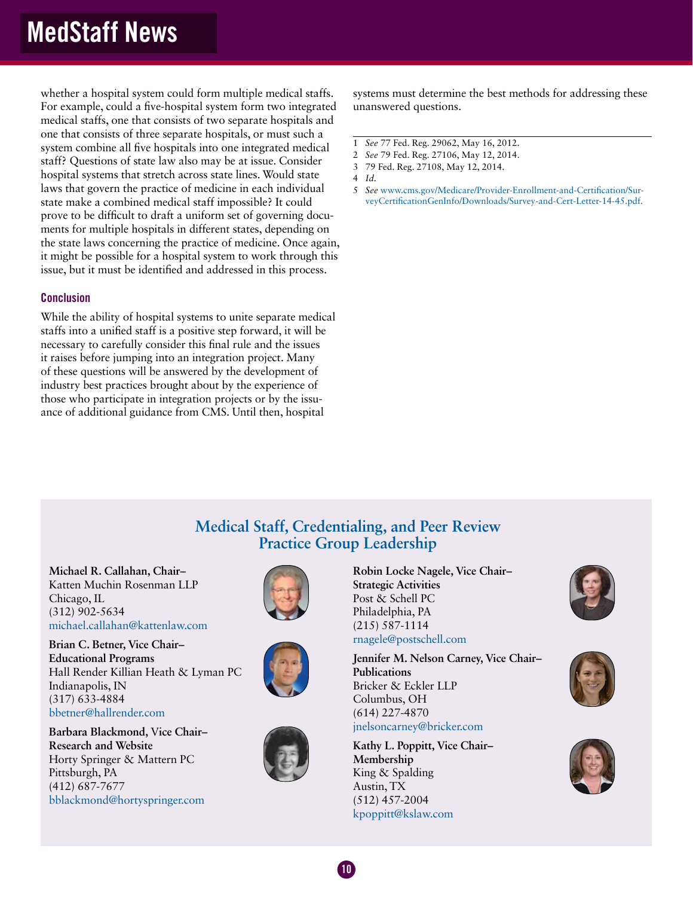whether a hospital system could form multiple medical staffs. For example, could a five-hospital system form two integrated medical staffs, one that consists of two separate hospitals and one that consists of three separate hospitals, or must such a system combine all five hospitals into one integrated medical staff? Questions of state law also may be at issue. Consider hospital systems that stretch across state lines. Would state laws that govern the practice of medicine in each individual state make a combined medical staff impossible? It could prove to be difficult to draft a uniform set of governing documents for multiple hospitals in different states, depending on the state laws concerning the practice of medicine. Once again, it might be possible for a hospital system to work through this issue, but it must be identified and addressed in this process.

### Conclusion

While the ability of hospital systems to unite separate medical staffs into a unified staff is a positive step forward, it will be necessary to carefully consider this final rule and the issues it raises before jumping into an integration project. Many of these questions will be answered by the development of industry best practices brought about by the experience of those who participate in integration projects or by the issuance of additional guidance from CMS. Until then, hospital systems must determine the best methods for addressing these unanswered questions.

---

1 *See* 77 Fed. Reg. 29062, May 16, 2012.
2 *See* 79 Fed. Reg. 27106, May 12, 2014.
3 79 Fed. Reg. 27108, May 12, 2014.
4 *Id.*
5 *See* www.cms.gov/Medicare/Provider-Enrollment-and-Certification/SurveyCertificationGenInfo/Downloads/Survey-and-Cert-Letter-14-45.pdf.

## Medical Staff, Credentialing, and Peer Review Practice Group Leadership

**Michael R. Callahan, Chair–**
Katten Muchin Rosenman LLP
Chicago, IL
(312) 902-5634
michael.callahan@kattenlaw.com

**Brian C. Betner, Vice Chair–Educational Programs**
Hall Render Killian Heath & Lyman PC
Indianapolis, IN
(317) 633-4884
bbetner@hallrender.com

**Barbara Blackmond, Vice Chair–Research and Website**
Horty Springer & Mattern PC
Pittsburgh, PA
(412) 687-7677
bblackmond@hortyspringer.com

**Robin Locke Nagele, Vice Chair–Strategic Activities**
Post & Schell PC
Philadelphia, PA
(215) 587-1114
rnagele@postschell.com

**Jennifer M. Nelson Carney, Vice Chair–Publications**
Bricker & Eckler LLP
Columbus, OH
(614) 227-4870
jnelsoncarney@bricker.com

**Kathy L. Poppitt, Vice Chair–Membership**
King & Spalding
Austin, TX
(512) 457-2004
kpoppitt@kslaw.com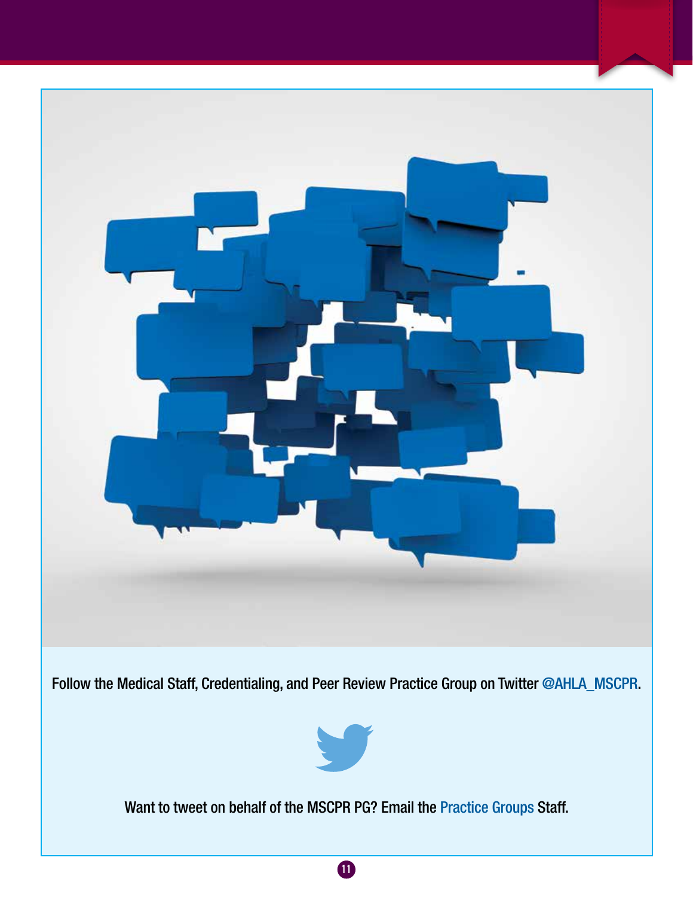Follow the Medical Staff, Credentialing, and Peer Review Practice Group on Twitter @AHLA_MSCPR.

Want to tweet on behalf of the MSCPR PG? Email the Practice Groups Staff.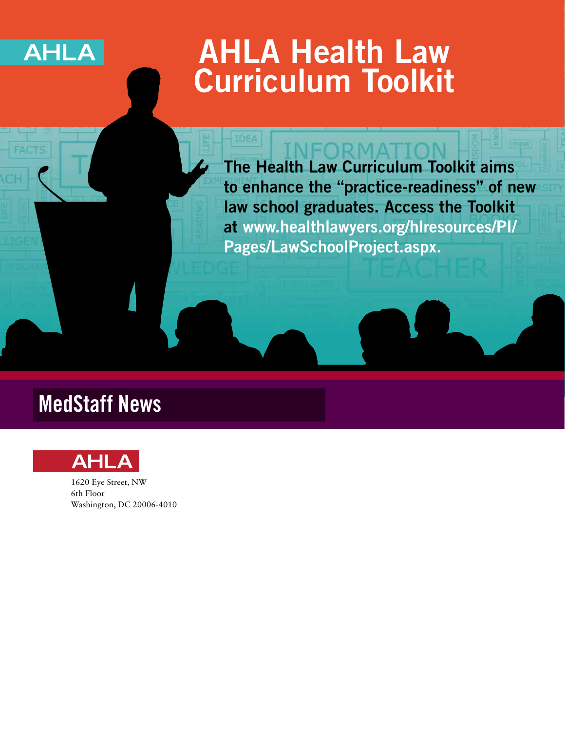AHLA

# AHLA Health Law Curriculum Toolkit

**The Health Law Curriculum Toolkit aims to enhance the "practice-readiness" of new law school graduates. Access the Toolkit at www.healthlawyers.org/hlresources/PI/Pages/LawSchoolProject.aspx.**

## MedStaff News

AHLA

1620 Eye Street, NW
6th Floor
Washington, DC 20006-4010